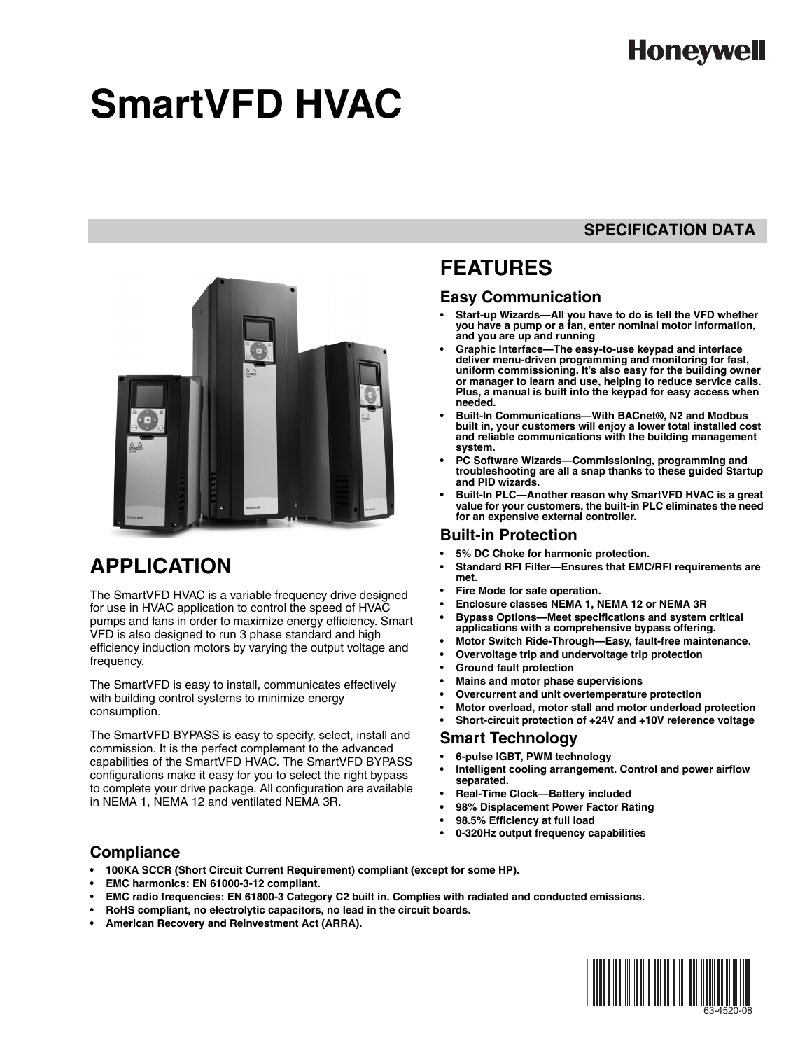Honeywell

# SmartVFD HVAC

## SPECIFICATION DATA

## APPLICATION

The SmartVFD HVAC is a variable frequency drive designed for use in HVAC application to control the speed of HVAC pumps and fans in order to maximize energy efficiency. Smart VFD is also designed to run 3 phase standard and high efficiency induction motors by varying the output voltage and frequency.

The SmartVFD is easy to install, communicates effectively with building control systems to minimize energy consumption.

The SmartVFD BYPASS is easy to specify, select, install and commission. It is the perfect complement to the advanced capabilities of the SmartVFD HVAC. The SmartVFD BYPASS configurations make it easy for you to select the right bypass to complete your drive package. All configuration are available in NEMA 1, NEMA 12 and ventilated NEMA 3R.

## FEATURES

### Easy Communication

- **Start-up Wizards—All you have to do is tell the VFD whether you have a pump or a fan, enter nominal motor information, and you are up and running**
- **Graphic Interface—The easy-to-use keypad and interface deliver menu-driven programming and monitoring for fast, uniform commissioning. It's also easy for the building owner or manager to learn and use, helping to reduce service calls. Plus, a manual is built into the keypad for easy access when needed.**
- **Built-In Communications—With BACnet®, N2 and Modbus built in, your customers will enjoy a lower total installed cost and reliable communications with the building management system.**
- **PC Software Wizards—Commissioning, programming and troubleshooting are all a snap thanks to these guided Startup and PID wizards.**
- **Built-In PLC—Another reason why SmartVFD HVAC is a great value for your customers, the built-in PLC eliminates the need for an expensive external controller.**

### Built-in Protection

- **5% DC Choke for harmonic protection.**
- **Standard RFI Filter—Ensures that EMC/RFI requirements are met.**
- **Fire Mode for safe operation.**
- **Enclosure classes NEMA 1, NEMA 12 or NEMA 3R**
- **Bypass Options—Meet specifications and system critical applications with a comprehensive bypass offering.**
- **Motor Switch Ride-Through—Easy, fault-free maintenance.**
- **Overvoltage trip and undervoltage trip protection**
- **Ground fault protection**
- **Mains and motor phase supervisions**
- **Overcurrent and unit overtemperature protection**
- **Motor overload, motor stall and motor underload protection**
- **Short-circuit protection of +24V and +10V reference voltage**

### Smart Technology

- **6-pulse IGBT, PWM technology**
- **Intelligent cooling arrangement. Control and power airflow separated.**
- **Real-Time Clock—Battery included**
- **98% Displacement Power Factor Rating**
- **98.5% Efficiency at full load**
- **0-320Hz output frequency capabilities**

### Compliance

- **100KA SCCR (Short Circuit Current Requirement) compliant (except for some HP).**
- **EMC harmonics: EN 61000-3-12 compliant.**
- **EMC radio frequencies: EN 61800-3 Category C2 built in. Complies with radiated and conducted emissions.**
- **RoHS compliant, no electrolytic capacitors, no lead in the circuit boards.**
- **American Recovery and Reinvestment Act (ARRA).**

63-4520-08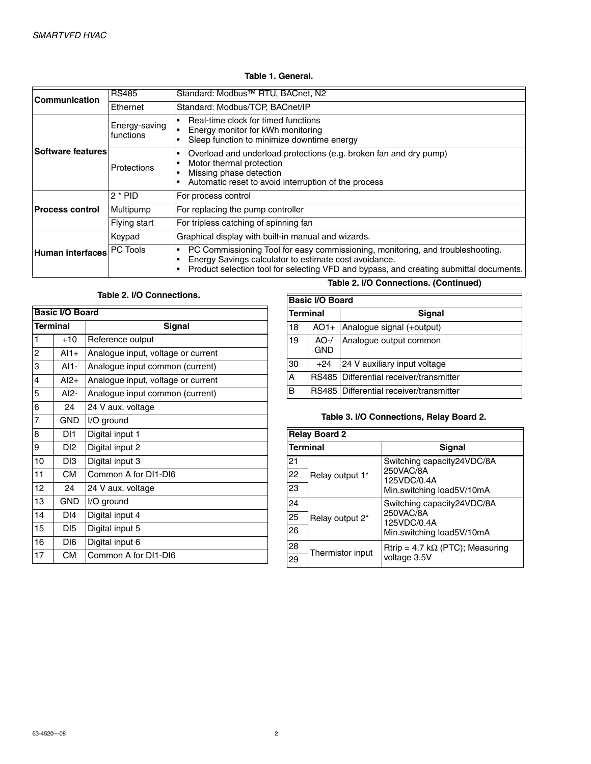**Table 1. General.**

| | | |
|---|---|---|
| **Communication** | RS485 | Standard: Modbus™ RTU, BACnet, N2 |
| | Ethernet | Standard: Modbus/TCP, BACnet/IP |
| **Software features** | Energy-saving functions | • Real-time clock for timed functions<br>• Energy monitor for kWh monitoring<br>• Sleep function to minimize downtime energy |
| | Protections | • Overload and underload protections (e.g. broken fan and dry pump)<br>• Motor thermal protection<br>• Missing phase detection<br>• Automatic reset to avoid interruption of the process |
| **Process control** | 2 * PID | For process control |
| | Multipump | For replacing the pump controller |
| | Flying start | For tripless catching of spinning fan |
| **Human interfaces** | Keypad | Graphical display with built-in manual and wizards. |
| | PC Tools | • PC Commissioning Tool for easy commissioning, monitoring, and troubleshooting.<br>• Energy Savings calculator to estimate cost avoidance.<br>• Product selection tool for selecting VFD and bypass, and creating submittal documents. |

**Table 2. I/O Connections.**

| **Basic I/O Board** | | |
|---|---|---|
| **Terminal** | | **Signal** |
| 1 | +10 | Reference output |
| 2 | AI1+ | Analogue input, voltage or current |
| 3 | AI1- | Analogue input common (current) |
| 4 | AI2+ | Analogue input, voltage or current |
| 5 | AI2- | Analogue input common (current) |
| 6 | 24 | 24 V aux. voltage |
| 7 | GND | I/O ground |
| 8 | DI1 | Digital input 1 |
| 9 | DI2 | Digital input 2 |
| 10 | DI3 | Digital input 3 |
| 11 | CM | Common A for DI1-DI6 |
| 12 | 24 | 24 V aux. voltage |
| 13 | GND | I/O ground |
| 14 | DI4 | Digital input 4 |
| 15 | DI5 | Digital input 5 |
| 16 | DI6 | Digital input 6 |
| 17 | CM | Common A for DI1-DI6 |
| 18 | AO1+ | Analogue signal (+output) |
| 19 | AO-/ GND | Analogue output common |
| 30 | +24 | 24 V auxiliary input voltage |
| A | RS485 | Differential receiver/transmitter |
| B | RS485 | Differential receiver/transmitter |

**Table 3. I/O Connections, Relay Board 2.**

| **Relay Board 2** | | |
|---|---|---|
| **Terminal** | | **Signal** |
| 21 | Relay output 1* | Switching capacity24VDC/8A<br>250VAC/8A<br>125VDC/0.4A<br>Min.switching load5V/10mA |
| 22 | | |
| 23 | | |
| 24 | Relay output 2* | Switching capacity24VDC/8A<br>250VAC/8A<br>125VDC/0.4A<br>Min.switching load5V/10mA |
| 25 | | |
| 26 | | |
| 28 | Thermistor input | Rtrip = 4.7 kΩ (PTC); Measuring voltage 3.5V |
| 29 | | |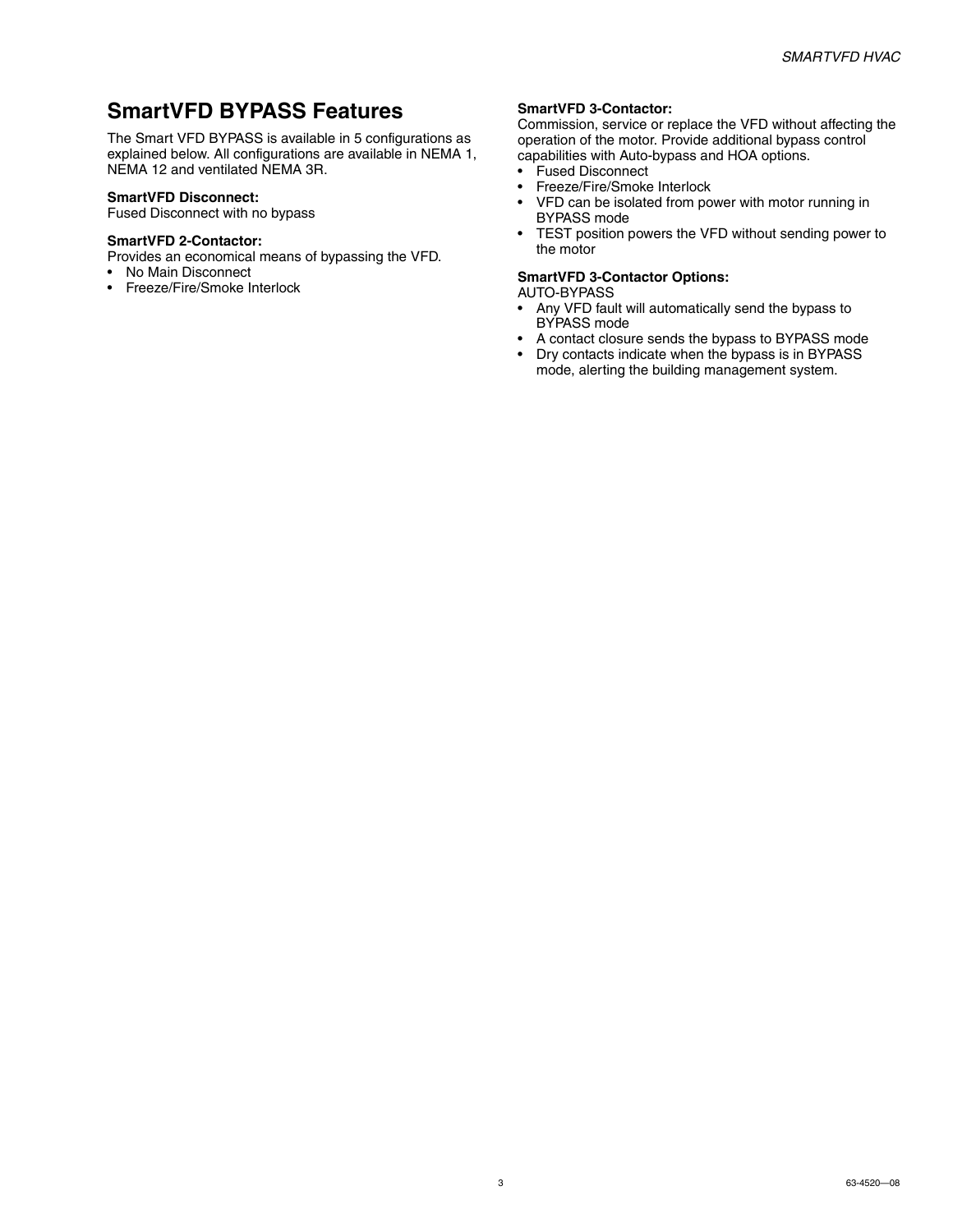## SmartVFD BYPASS Features

The Smart VFD BYPASS is available in 5 configurations as explained below. All configurations are available in NEMA 1, NEMA 12 and ventilated NEMA 3R.

**SmartVFD Disconnect:**
Fused Disconnect with no bypass

**SmartVFD 2-Contactor:**
Provides an economical means of bypassing the VFD.

- No Main Disconnect
- Freeze/Fire/Smoke Interlock

**SmartVFD 3-Contactor:**
Commission, service or replace the VFD without affecting the operation of the motor. Provide additional bypass control capabilities with Auto-bypass and HOA options.

- Fused Disconnect
- Freeze/Fire/Smoke Interlock
- VFD can be isolated from power with motor running in BYPASS mode
- TEST position powers the VFD without sending power to the motor

**SmartVFD 3-Contactor Options:**
AUTO-BYPASS

- Any VFD fault will automatically send the bypass to BYPASS mode
- A contact closure sends the bypass to BYPASS mode
- Dry contacts indicate when the bypass is in BYPASS mode, alerting the building management system.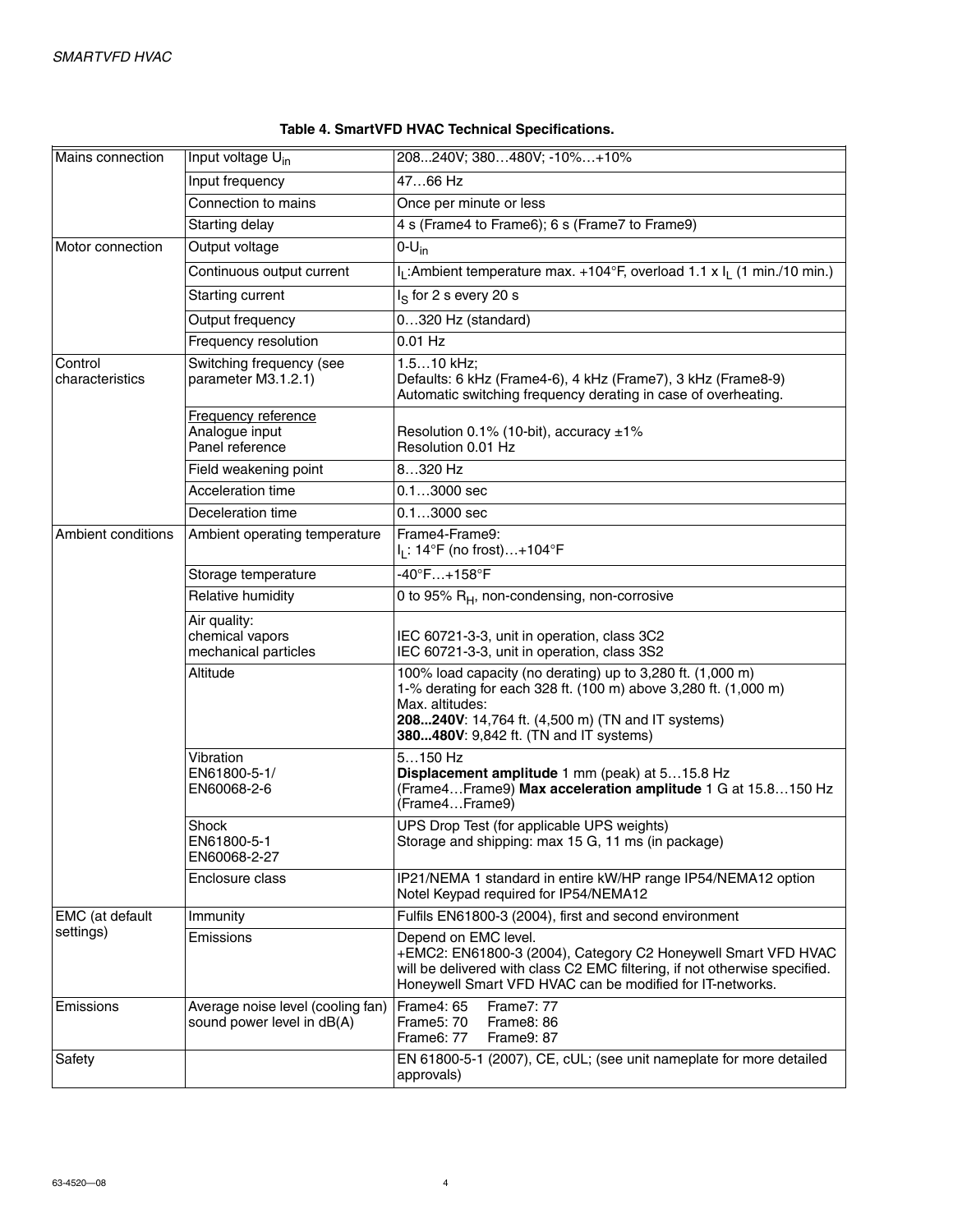**Table 4. SmartVFD HVAC Technical Specifications.**

| | | |
|---|---|---|
| Mains connection | Input voltage $U_{in}$ | 208...240V; 380…480V; -10%…+10% |
| | Input frequency | 47…66 Hz |
| | Connection to mains | Once per minute or less |
| | Starting delay | 4 s (Frame4 to Frame6); 6 s (Frame7 to Frame9) |
| Motor connection | Output voltage | 0-$U_{in}$ |
| | Continuous output current | $I_L$:Ambient temperature max. +104°F, overload 1.1 x $I_L$ (1 min./10 min.) |
| | Starting current | $I_S$ for 2 s every 20 s |
| | Output frequency | 0…320 Hz (standard) |
| | Frequency resolution | 0.01 Hz |
| Control characteristics | Switching frequency (see parameter M3.1.2.1) | 1.5…10 kHz;<br>Defaults: 6 kHz (Frame4-6), 4 kHz (Frame7), 3 kHz (Frame8-9)<br>Automatic switching frequency derating in case of overheating. |
| | Frequency reference<br>Analogue input<br>Panel reference | <br>Resolution 0.1% (10-bit), accuracy ±1%<br>Resolution 0.01 Hz |
| | Field weakening point | 8…320 Hz |
| | Acceleration time | 0.1…3000 sec |
| | Deceleration time | 0.1…3000 sec |
| Ambient conditions | Ambient operating temperature | Frame4-Frame9:<br>$I_L$: 14°F (no frost)…+104°F |
| | Storage temperature | -40°F…+158°F |
| | Relative humidity | 0 to 95% $R_H$, non-condensing, non-corrosive |
| | Air quality:<br>chemical vapors<br>mechanical particles | <br>IEC 60721-3-3, unit in operation, class 3C2<br>IEC 60721-3-3, unit in operation, class 3S2 |
| | Altitude | 100% load capacity (no derating) up to 3,280 ft. (1,000 m)<br>1-% derating for each 328 ft. (100 m) above 3,280 ft. (1,000 m)<br>Max. altitudes:<br>**208...240V**: 14,764 ft. (4,500 m) (TN and IT systems)<br>**380...480V**: 9,842 ft. (TN and IT systems) |
| | Vibration<br>EN61800-5-1/<br>EN60068-2-6 | 5…150 Hz<br>**Displacement amplitude** 1 mm (peak) at 5…15.8 Hz (Frame4…Frame9) **Max acceleration amplitude** 1 G at 15.8…150 Hz (Frame4…Frame9) |
| | Shock<br>EN61800-5-1<br>EN60068-2-27 | UPS Drop Test (for applicable UPS weights)<br>Storage and shipping: max 15 G, 11 ms (in package) |
| | Enclosure class | IP21/NEMA 1 standard in entire kW/HP range IP54/NEMA12 option Notel Keypad required for IP54/NEMA12 |
| EMC (at default settings) | Immunity | Fulfils EN61800-3 (2004), first and second environment |
| | Emissions | Depend on EMC level.<br>+EMC2: EN61800-3 (2004), Category C2 Honeywell Smart VFD HVAC will be delivered with class C2 EMC filtering, if not otherwise specified. Honeywell Smart VFD HVAC can be modified for IT-networks. |
| Emissions | Average noise level (cooling fan) sound power level in dB(A) | Frame4: 65 Frame7: 77<br>Frame5: 70 Frame8: 86<br>Frame6: 77 Frame9: 87 |
| Safety | | EN 61800-5-1 (2007), CE, cUL; (see unit nameplate for more detailed approvals) |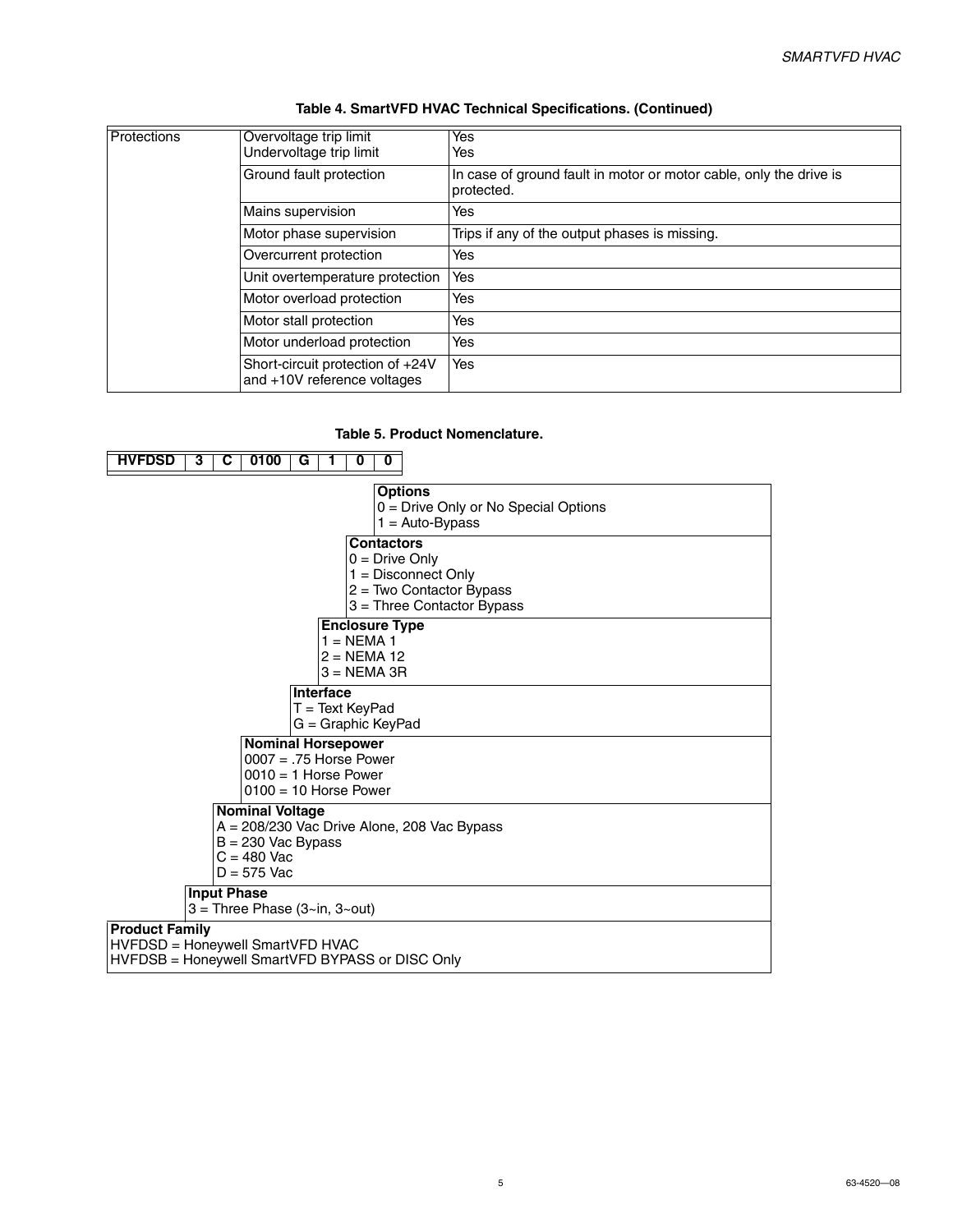**Table 4. SmartVFD HVAC Technical Specifications. (Continued)**

| | | |
|---|---|---|
| Protections | Overvoltage trip limit<br>Undervoltage trip limit | Yes<br>Yes |
| | Ground fault protection | In case of ground fault in motor or motor cable, only the drive is protected. |
| | Mains supervision | Yes |
| | Motor phase supervision | Trips if any of the output phases is missing. |
| | Overcurrent protection | Yes |
| | Unit overtemperature protection | Yes |
| | Motor overload protection | Yes |
| | Motor stall protection | Yes |
| | Motor underload protection | Yes |
| | Short-circuit protection of +24V and +10V reference voltages | Yes |

**Table 5. Product Nomenclature.**

| HVFDSD | 3 | C | 0100 | G | 1 | 0 | 0 |
|---|---|---|---|---|---|---|---|

**Options**
0 = Drive Only or No Special Options
1 = Auto-Bypass

**Contactors**
0 = Drive Only
1 = Disconnect Only
2 = Two Contactor Bypass
3 = Three Contactor Bypass

**Enclosure Type**
1 = NEMA 1
2 = NEMA 12
3 = NEMA 3R

**Interface**
T = Text KeyPad
G = Graphic KeyPad

**Nominal Horsepower**
0007 = .75 Horse Power
0010 = 1 Horse Power
0100 = 10 Horse Power

**Nominal Voltage**
A = 208/230 Vac Drive Alone, 208 Vac Bypass
B = 230 Vac Bypass
C = 480 Vac
D = 575 Vac

**Input Phase**
3 = Three Phase (3~in, 3~out)

**Product Family**
HVFDSD = Honeywell SmartVFD HVAC
HVFDSB = Honeywell SmartVFD BYPASS or DISC Only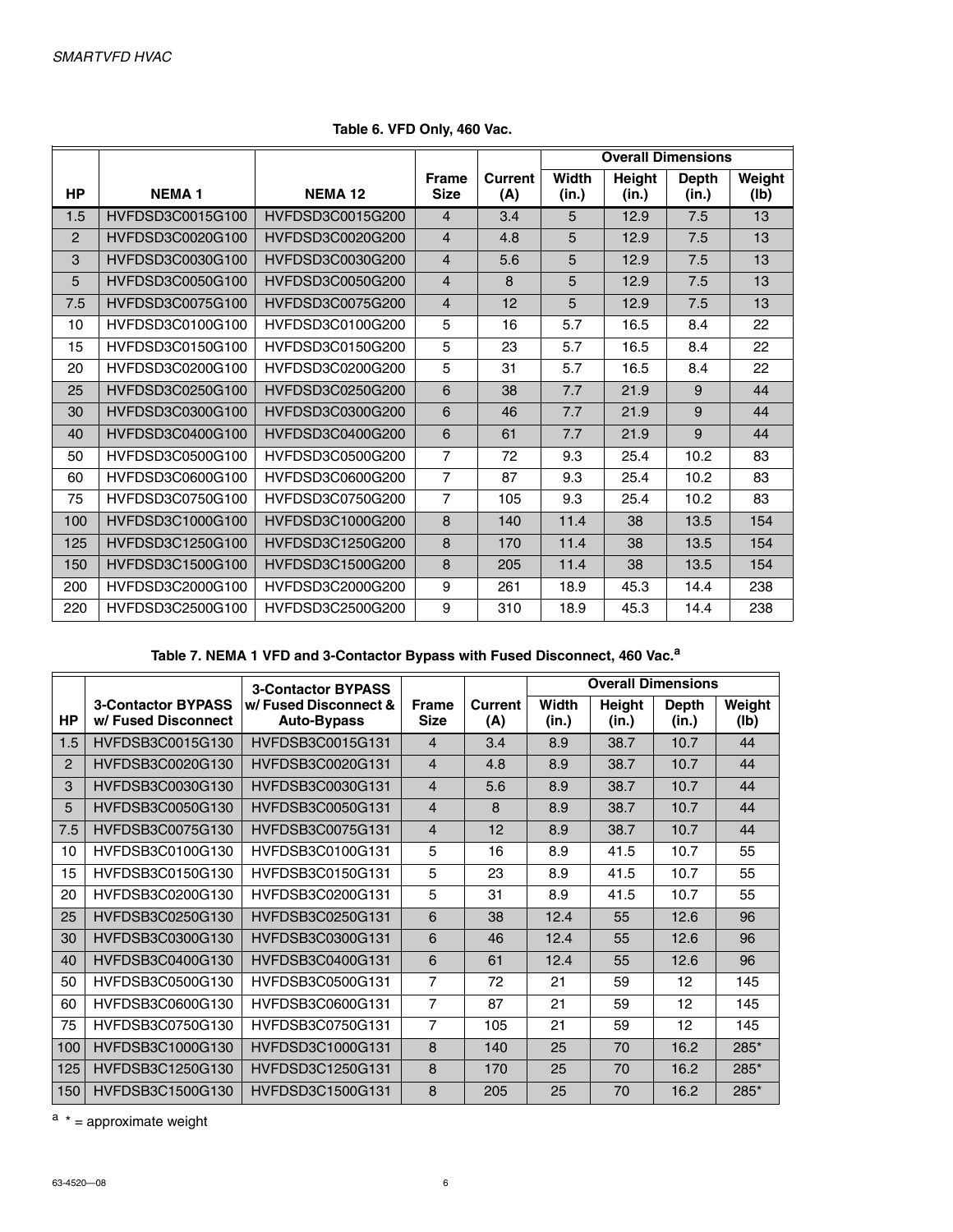**Table 6. VFD Only, 460 Vac.**

| HP | NEMA 1 | NEMA 12 | Frame Size | Current (A) | Overall Dimensions | | | |
|---|---|---|---|---|---|---|---|---|
| | | | | | Width (in.) | Height (in.) | Depth (in.) | Weight (lb) |
| 1.5 | HVFDSD3C0015G100 | HVFDSD3C0015G200 | 4 | 3.4 | 5 | 12.9 | 7.5 | 13 |
| 2 | HVFDSD3C0020G100 | HVFDSD3C0020G200 | 4 | 4.8 | 5 | 12.9 | 7.5 | 13 |
| 3 | HVFDSD3C0030G100 | HVFDSD3C0030G200 | 4 | 5.6 | 5 | 12.9 | 7.5 | 13 |
| 5 | HVFDSD3C0050G100 | HVFDSD3C0050G200 | 4 | 8 | 5 | 12.9 | 7.5 | 13 |
| 7.5 | HVFDSD3C0075G100 | HVFDSD3C0075G200 | 4 | 12 | 5 | 12.9 | 7.5 | 13 |
| 10 | HVFDSD3C0100G100 | HVFDSD3C0100G200 | 5 | 16 | 5.7 | 16.5 | 8.4 | 22 |
| 15 | HVFDSD3C0150G100 | HVFDSD3C0150G200 | 5 | 23 | 5.7 | 16.5 | 8.4 | 22 |
| 20 | HVFDSD3C0200G100 | HVFDSD3C0200G200 | 5 | 31 | 5.7 | 16.5 | 8.4 | 22 |
| 25 | HVFDSD3C0250G100 | HVFDSD3C0250G200 | 6 | 38 | 7.7 | 21.9 | 9 | 44 |
| 30 | HVFDSD3C0300G100 | HVFDSD3C0300G200 | 6 | 46 | 7.7 | 21.9 | 9 | 44 |
| 40 | HVFDSD3C0400G100 | HVFDSD3C0400G200 | 6 | 61 | 7.7 | 21.9 | 9 | 44 |
| 50 | HVFDSD3C0500G100 | HVFDSD3C0500G200 | 7 | 72 | 9.3 | 25.4 | 10.2 | 83 |
| 60 | HVFDSD3C0600G100 | HVFDSD3C0600G200 | 7 | 87 | 9.3 | 25.4 | 10.2 | 83 |
| 75 | HVFDSD3C0750G100 | HVFDSD3C0750G200 | 7 | 105 | 9.3 | 25.4 | 10.2 | 83 |
| 100 | HVFDSD3C1000G100 | HVFDSD3C1000G200 | 8 | 140 | 11.4 | 38 | 13.5 | 154 |
| 125 | HVFDSD3C1250G100 | HVFDSD3C1250G200 | 8 | 170 | 11.4 | 38 | 13.5 | 154 |
| 150 | HVFDSD3C1500G100 | HVFDSD3C1500G200 | 8 | 205 | 11.4 | 38 | 13.5 | 154 |
| 200 | HVFDSD3C2000G100 | HVFDSD3C2000G200 | 9 | 261 | 18.9 | 45.3 | 14.4 | 238 |
| 220 | HVFDSD3C2500G100 | HVFDSD3C2500G200 | 9 | 310 | 18.9 | 45.3 | 14.4 | 238 |

**Table 7. NEMA 1 VFD and 3-Contactor Bypass with Fused Disconnect, 460 Vac.[a]**

| HP | 3-Contactor BYPASS w/ Fused Disconnect | 3-Contactor BYPASS w/ Fused Disconnect & Auto-Bypass | Frame Size | Current (A) | Overall Dimensions | | | |
|---|---|---|---|---|---|---|---|---|
| | | | | | Width (in.) | Height (in.) | Depth (in.) | Weight (lb) |
| 1.5 | HVFDSB3C0015G130 | HVFDSB3C0015G131 | 4 | 3.4 | 8.9 | 38.7 | 10.7 | 44 |
| 2 | HVFDSB3C0020G130 | HVFDSB3C0020G131 | 4 | 4.8 | 8.9 | 38.7 | 10.7 | 44 |
| 3 | HVFDSB3C0030G130 | HVFDSB3C0030G131 | 4 | 5.6 | 8.9 | 38.7 | 10.7 | 44 |
| 5 | HVFDSB3C0050G130 | HVFDSB3C0050G131 | 4 | 8 | 8.9 | 38.7 | 10.7 | 44 |
| 7.5 | HVFDSB3C0075G130 | HVFDSB3C0075G131 | 4 | 12 | 8.9 | 38.7 | 10.7 | 44 |
| 10 | HVFDSB3C0100G130 | HVFDSB3C0100G131 | 5 | 16 | 8.9 | 41.5 | 10.7 | 55 |
| 15 | HVFDSB3C0150G130 | HVFDSB3C0150G131 | 5 | 23 | 8.9 | 41.5 | 10.7 | 55 |
| 20 | HVFDSB3C0200G130 | HVFDSB3C0200G131 | 5 | 31 | 8.9 | 41.5 | 10.7 | 55 |
| 25 | HVFDSB3C0250G130 | HVFDSB3C0250G131 | 6 | 38 | 12.4 | 55 | 12.6 | 96 |
| 30 | HVFDSB3C0300G130 | HVFDSB3C0300G131 | 6 | 46 | 12.4 | 55 | 12.6 | 96 |
| 40 | HVFDSB3C0400G130 | HVFDSB3C0400G131 | 6 | 61 | 12.4 | 55 | 12.6 | 96 |
| 50 | HVFDSB3C0500G130 | HVFDSB3C0500G131 | 7 | 72 | 21 | 59 | 12 | 145 |
| 60 | HVFDSB3C0600G130 | HVFDSB3C0600G131 | 7 | 87 | 21 | 59 | 12 | 145 |
| 75 | HVFDSB3C0750G130 | HVFDSB3C0750G131 | 7 | 105 | 21 | 59 | 12 | 145 |
| 100 | HVFDSB3C1000G130 | HVFDSD3C1000G131 | 8 | 140 | 25 | 70 | 16.2 | 285* |
| 125 | HVFDSB3C1250G130 | HVFDSD3C1250G131 | 8 | 170 | 25 | 70 | 16.2 | 285* |
| 150 | HVFDSB3C1500G130 | HVFDSD3C1500G131 | 8 | 205 | 25 | 70 | 16.2 | 285* |

[a] * = approximate weight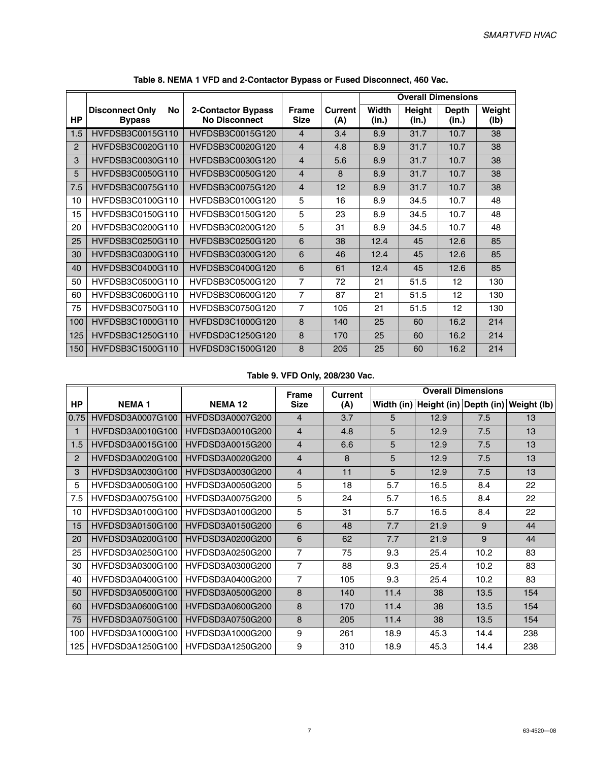**Table 8. NEMA 1 VFD and 2-Contactor Bypass or Fused Disconnect, 460 Vac.**

| HP | Disconnect Only No Bypass | 2-Contactor Bypass No Disconnect | Frame Size | Current (A) | Overall Dimensions | | | |
|---|---|---|---|---|---|---|---|---|
| | | | | | Width (in.) | Height (in.) | Depth (in.) | Weight (lb) |
| 1.5 | HVFDSB3C0015G110 | HVFDSB3C0015G120 | 4 | 3.4 | 8.9 | 31.7 | 10.7 | 38 |
| 2 | HVFDSB3C0020G110 | HVFDSB3C0020G120 | 4 | 4.8 | 8.9 | 31.7 | 10.7 | 38 |
| 3 | HVFDSB3C0030G110 | HVFDSB3C0030G120 | 4 | 5.6 | 8.9 | 31.7 | 10.7 | 38 |
| 5 | HVFDSB3C0050G110 | HVFDSB3C0050G120 | 4 | 8 | 8.9 | 31.7 | 10.7 | 38 |
| 7.5 | HVFDSB3C0075G110 | HVFDSB3C0075G120 | 4 | 12 | 8.9 | 31.7 | 10.7 | 38 |
| 10 | HVFDSB3C0100G110 | HVFDSB3C0100G120 | 5 | 16 | 8.9 | 34.5 | 10.7 | 48 |
| 15 | HVFDSB3C0150G110 | HVFDSB3C0150G120 | 5 | 23 | 8.9 | 34.5 | 10.7 | 48 |
| 20 | HVFDSB3C0200G110 | HVFDSB3C0200G120 | 5 | 31 | 8.9 | 34.5 | 10.7 | 48 |
| 25 | HVFDSB3C0250G110 | HVFDSB3C0250G120 | 6 | 38 | 12.4 | 45 | 12.6 | 85 |
| 30 | HVFDSB3C0300G110 | HVFDSB3C0300G120 | 6 | 46 | 12.4 | 45 | 12.6 | 85 |
| 40 | HVFDSB3C0400G110 | HVFDSB3C0400G120 | 6 | 61 | 12.4 | 45 | 12.6 | 85 |
| 50 | HVFDSB3C0500G110 | HVFDSB3C0500G120 | 7 | 72 | 21 | 51.5 | 12 | 130 |
| 60 | HVFDSB3C0600G110 | HVFDSB3C0600G120 | 7 | 87 | 21 | 51.5 | 12 | 130 |
| 75 | HVFDSB3C0750G110 | HVFDSB3C0750G120 | 7 | 105 | 21 | 51.5 | 12 | 130 |
| 100 | HVFDSB3C1000G110 | HVFDSD3C1000G120 | 8 | 140 | 25 | 60 | 16.2 | 214 |
| 125 | HVFDSB3C1250G110 | HVFDSD3C1250G120 | 8 | 170 | 25 | 60 | 16.2 | 214 |
| 150 | HVFDSB3C1500G110 | HVFDSD3C1500G120 | 8 | 205 | 25 | 60 | 16.2 | 214 |

**Table 9. VFD Only, 208/230 Vac.**

| HP | NEMA 1 | NEMA 12 | Frame Size | Current (A) | Overall Dimensions | | | |
|---|---|---|---|---|---|---|---|---|
| | | | | | Width (in) | Height (in) | Depth (in) | Weight (lb) |
| 0.75 | HVFDSD3A0007G100 | HVFDSD3A0007G200 | 4 | 3.7 | 5 | 12.9 | 7.5 | 13 |
| 1 | HVFDSD3A0010G100 | HVFDSD3A0010G200 | 4 | 4.8 | 5 | 12.9 | 7.5 | 13 |
| 1.5 | HVFDSD3A0015G100 | HVFDSD3A0015G200 | 4 | 6.6 | 5 | 12.9 | 7.5 | 13 |
| 2 | HVFDSD3A0020G100 | HVFDSD3A0020G200 | 4 | 8 | 5 | 12.9 | 7.5 | 13 |
| 3 | HVFDSD3A0030G100 | HVFDSD3A0030G200 | 4 | 11 | 5 | 12.9 | 7.5 | 13 |
| 5 | HVFDSD3A0050G100 | HVFDSD3A0050G200 | 5 | 18 | 5.7 | 16.5 | 8.4 | 22 |
| 7.5 | HVFDSD3A0075G100 | HVFDSD3A0075G200 | 5 | 24 | 5.7 | 16.5 | 8.4 | 22 |
| 10 | HVFDSD3A0100G100 | HVFDSD3A0100G200 | 5 | 31 | 5.7 | 16.5 | 8.4 | 22 |
| 15 | HVFDSD3A0150G100 | HVFDSD3A0150G200 | 6 | 48 | 7.7 | 21.9 | 9 | 44 |
| 20 | HVFDSD3A0200G100 | HVFDSD3A0200G200 | 6 | 62 | 7.7 | 21.9 | 9 | 44 |
| 25 | HVFDSD3A0250G100 | HVFDSD3A0250G200 | 7 | 75 | 9.3 | 25.4 | 10.2 | 83 |
| 30 | HVFDSD3A0300G100 | HVFDSD3A0300G200 | 7 | 88 | 9.3 | 25.4 | 10.2 | 83 |
| 40 | HVFDSD3A0400G100 | HVFDSD3A0400G200 | 7 | 105 | 9.3 | 25.4 | 10.2 | 83 |
| 50 | HVFDSD3A0500G100 | HVFDSD3A0500G200 | 8 | 140 | 11.4 | 38 | 13.5 | 154 |
| 60 | HVFDSD3A0600G100 | HVFDSD3A0600G200 | 8 | 170 | 11.4 | 38 | 13.5 | 154 |
| 75 | HVFDSD3A0750G100 | HVFDSD3A0750G200 | 8 | 205 | 11.4 | 38 | 13.5 | 154 |
| 100 | HVFDSD3A1000G100 | HVFDSD3A1000G200 | 9 | 261 | 18.9 | 45.3 | 14.4 | 238 |
| 125 | HVFDSD3A1250G100 | HVFDSD3A1250G200 | 9 | 310 | 18.9 | 45.3 | 14.4 | 238 |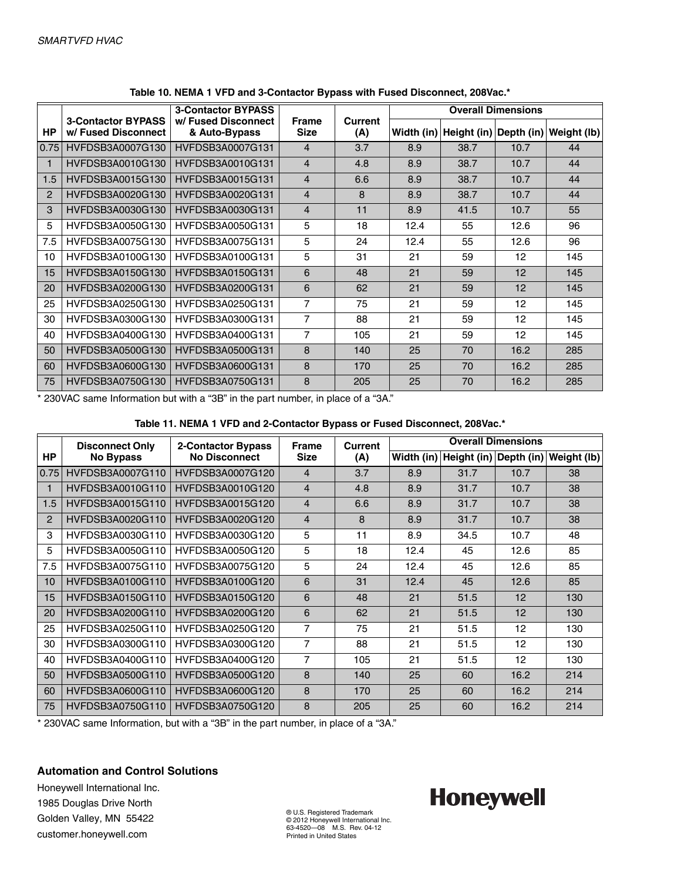**Table 10. NEMA 1 VFD and 3-Contactor Bypass with Fused Disconnect, 208Vac.***

| HP | 3-Contactor BYPASS w/ Fused Disconnect | 3-Contactor BYPASS w/ Fused Disconnect & Auto-Bypass | Frame Size | Current (A) | Overall Dimensions | | | |
|---|---|---|---|---|---|---|---|---|
| | | | | | Width (in) | Height (in) | Depth (in) | Weight (lb) |
| 0.75 | HVFDSB3A0007G130 | HVFDSB3A0007G131 | 4 | 3.7 | 8.9 | 38.7 | 10.7 | 44 |
| 1 | HVFDSB3A0010G130 | HVFDSB3A0010G131 | 4 | 4.8 | 8.9 | 38.7 | 10.7 | 44 |
| 1.5 | HVFDSB3A0015G130 | HVFDSB3A0015G131 | 4 | 6.6 | 8.9 | 38.7 | 10.7 | 44 |
| 2 | HVFDSB3A0020G130 | HVFDSB3A0020G131 | 4 | 8 | 8.9 | 38.7 | 10.7 | 44 |
| 3 | HVFDSB3A0030G130 | HVFDSB3A0030G131 | 4 | 11 | 8.9 | 41.5 | 10.7 | 55 |
| 5 | HVFDSB3A0050G130 | HVFDSB3A0050G131 | 5 | 18 | 12.4 | 55 | 12.6 | 96 |
| 7.5 | HVFDSB3A0075G130 | HVFDSB3A0075G131 | 5 | 24 | 12.4 | 55 | 12.6 | 96 |
| 10 | HVFDSB3A0100G130 | HVFDSB3A0100G131 | 5 | 31 | 21 | 59 | 12 | 145 |
| 15 | HVFDSB3A0150G130 | HVFDSB3A0150G131 | 6 | 48 | 21 | 59 | 12 | 145 |
| 20 | HVFDSB3A0200G130 | HVFDSB3A0200G131 | 6 | 62 | 21 | 59 | 12 | 145 |
| 25 | HVFDSB3A0250G130 | HVFDSB3A0250G131 | 7 | 75 | 21 | 59 | 12 | 145 |
| 30 | HVFDSB3A0300G130 | HVFDSB3A0300G131 | 7 | 88 | 21 | 59 | 12 | 145 |
| 40 | HVFDSB3A0400G130 | HVFDSB3A0400G131 | 7 | 105 | 21 | 59 | 12 | 145 |
| 50 | HVFDSB3A0500G130 | HVFDSB3A0500G131 | 8 | 140 | 25 | 70 | 16.2 | 285 |
| 60 | HVFDSB3A0600G130 | HVFDSB3A0600G131 | 8 | 170 | 25 | 70 | 16.2 | 285 |
| 75 | HVFDSB3A0750G130 | HVFDSB3A0750G131 | 8 | 205 | 25 | 70 | 16.2 | 285 |

* 230VAC same Information but with a "3B" in the part number, in place of a "3A."

**Table 11. NEMA 1 VFD and 2-Contactor Bypass or Fused Disconnect, 208Vac.***

| HP | Disconnect Only No Bypass | 2-Contactor Bypass No Disconnect | Frame Size | Current (A) | Overall Dimensions | | | |
|---|---|---|---|---|---|---|---|---|
| | | | | | Width (in) | Height (in) | Depth (in) | Weight (lb) |
| 0.75 | HVFDSB3A0007G110 | HVFDSB3A0007G120 | 4 | 3.7 | 8.9 | 31.7 | 10.7 | 38 |
| 1 | HVFDSB3A0010G110 | HVFDSB3A0010G120 | 4 | 4.8 | 8.9 | 31.7 | 10.7 | 38 |
| 1.5 | HVFDSB3A0015G110 | HVFDSB3A0015G120 | 4 | 6.6 | 8.9 | 31.7 | 10.7 | 38 |
| 2 | HVFDSB3A0020G110 | HVFDSB3A0020G120 | 4 | 8 | 8.9 | 31.7 | 10.7 | 38 |
| 3 | HVFDSB3A0030G110 | HVFDSB3A0030G120 | 5 | 11 | 8.9 | 34.5 | 10.7 | 48 |
| 5 | HVFDSB3A0050G110 | HVFDSB3A0050G120 | 5 | 18 | 12.4 | 45 | 12.6 | 85 |
| 7.5 | HVFDSB3A0075G110 | HVFDSB3A0075G120 | 5 | 24 | 12.4 | 45 | 12.6 | 85 |
| 10 | HVFDSB3A0100G110 | HVFDSB3A0100G120 | 6 | 31 | 12.4 | 45 | 12.6 | 85 |
| 15 | HVFDSB3A0150G110 | HVFDSB3A0150G120 | 6 | 48 | 21 | 51.5 | 12 | 130 |
| 20 | HVFDSB3A0200G110 | HVFDSB3A0200G120 | 6 | 62 | 21 | 51.5 | 12 | 130 |
| 25 | HVFDSB3A0250G110 | HVFDSB3A0250G120 | 7 | 75 | 21 | 51.5 | 12 | 130 |
| 30 | HVFDSB3A0300G110 | HVFDSB3A0300G120 | 7 | 88 | 21 | 51.5 | 12 | 130 |
| 40 | HVFDSB3A0400G110 | HVFDSB3A0400G120 | 7 | 105 | 21 | 51.5 | 12 | 130 |
| 50 | HVFDSB3A0500G110 | HVFDSB3A0500G120 | 8 | 140 | 25 | 60 | 16.2 | 214 |
| 60 | HVFDSB3A0600G110 | HVFDSB3A0600G120 | 8 | 170 | 25 | 60 | 16.2 | 214 |
| 75 | HVFDSB3A0750G110 | HVFDSB3A0750G120 | 8 | 205 | 25 | 60 | 16.2 | 214 |

* 230VAC same Information, but with a "3B" in the part number, in place of a "3A."

**Automation and Control Solutions**

Honeywell International Inc.
1985 Douglas Drive North
Golden Valley, MN 55422
customer.honeywell.com

® U.S. Registered Trademark
© 2012 Honeywell International Inc.
63-4520—08 M.S. Rev. 04-12
Printed in United States

**Honeywell**